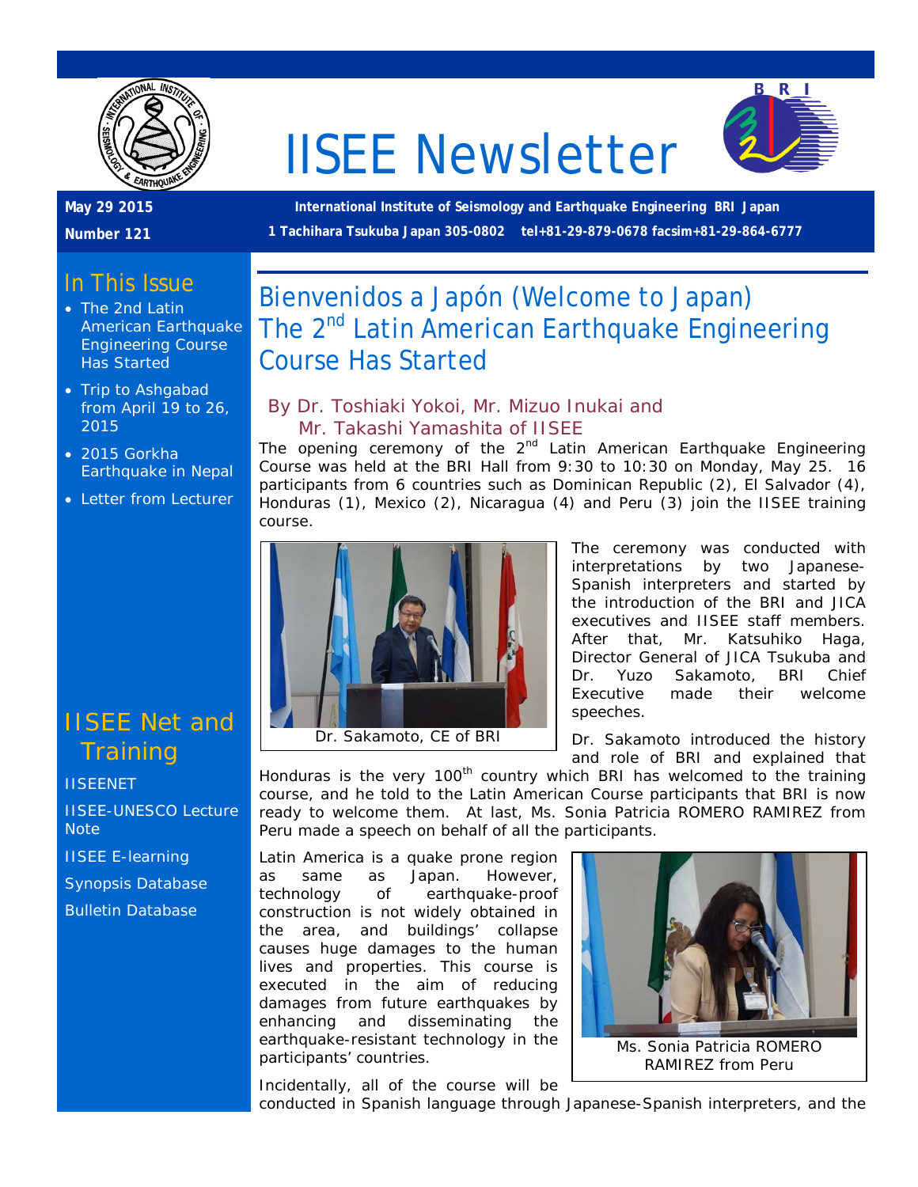# IISEE Newsletter

**May 29 2015**

**Number 121**

**International Institute of Seismology and Earthquake Engineering BRI Japan**

**1 Tachihara Tsukuba Japan 305-0802 tel+81-29-879-0678 facsim+81-29-864-6777**

## In This Issue

- The 2nd Latin American Earthquake Engineering Course Has Started
- Trip to Ashgabad from April 19 to 26, 2015
- 2015 Gorkha Earthquake in Nepal
- Letter from Lecturer

## IISEE Net and Training

IISEENET

IISEE-UNESCO Lecture Note

IISEE E-learning

Synopsis Database

Bulletin Database

## Bienvenidos a Japón (Welcome to Japan) The 2nd Latin American Earthquake Engineering Course Has Started

### By Dr. Toshiaki Yokoi, Mr. Mizuo Inukai and Mr. Takashi Yamashita of IISEE

The opening ceremony of the 2nd Latin American Earthquake Engineering Course was held at the BRI Hall from 9:30 to 10:30 on Monday, May 25. 16 participants from 6 countries such as Dominican Republic (2), El Salvador (4), Honduras (1), Mexico (2), Nicaragua (4) and Peru (3) join the IISEE training course.

Dr. Sakamoto, CE of BRI

The ceremony was conducted with interpretations by two Japanese-Spanish interpreters and started by the introduction of the BRI and JICA executives and IISEE staff members. After that, Mr. Katsuhiko Haga, Director General of JICA Tsukuba and Dr. Yuzo Sakamoto, BRI Chief Executive made their welcome speeches.

Dr. Sakamoto introduced the history and role of BRI and explained that Honduras is the very 100th country which BRI has welcomed to the training course, and he told to the Latin American Course participants that BRI is now ready to welcome them. At last, Ms. Sonia Patricia ROMERO RAMIREZ from Peru made a speech on behalf of all the participants.

Latin America is a quake prone region as same as Japan. However, technology of earthquake-proof construction is not widely obtained in the area, and buildings' collapse causes huge damages to the human lives and properties. This course is executed in the aim of reducing damages from future earthquakes by enhancing and disseminating the earthquake-resistant technology in the participants' countries.

Ms. Sonia Patricia ROMERO RAMIREZ from Peru

Incidentally, all of the course will be conducted in Spanish language through Japanese-Spanish interpreters, and the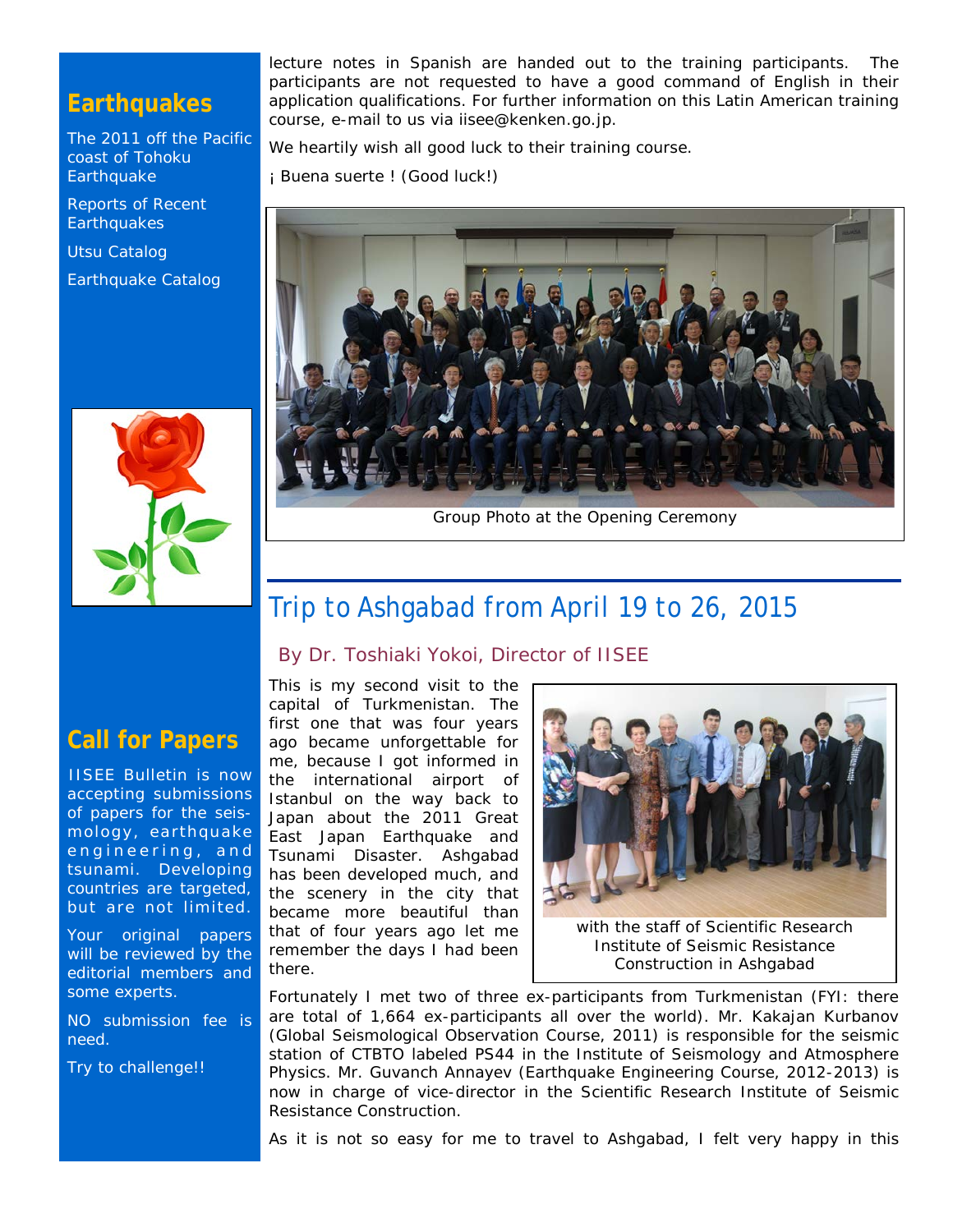## Earthquakes

The 2011 off the Pacific coast of Tohoku Earthquake

Reports of Recent Earthquakes

Utsu Catalog

Earthquake Catalog

## Call for Papers

IISEE Bulletin is now accepting submissions of papers for the seismology, earthquake engineering, and tsunami. Developing countries are targeted, but are not limited.

Your original papers will be reviewed by the editorial members and some experts.

NO submission fee is need.

Try to challenge!!

lecture notes in Spanish are handed out to the training participants. The participants are not requested to have a good command of English in their application qualifications. For further information on this Latin American training course, e-mail to us via iisee@kenken.go.jp.

We heartily wish all good luck to their training course.

¡ Buena suerte ! (Good luck!)

Group Photo at the Opening Ceremony

# Trip to Ashgabad from April 19 to 26, 2015

### By Dr. Toshiaki Yokoi, Director of IISEE

This is my second visit to the capital of Turkmenistan. The first one that was four years ago became unforgettable for me, because I got informed in the international airport of Istanbul on the way back to Japan about the 2011 Great East Japan Earthquake and Tsunami Disaster. Ashgabad has been developed much, and the scenery in the city that became more beautiful than that of four years ago let me remember the days I had been there.

with the staff of Scientific Research Institute of Seismic Resistance Construction in Ashgabad

Fortunately I met two of three ex-participants from Turkmenistan (FYI: there are total of 1,664 ex-participants all over the world). Mr. Kakajan Kurbanov (Global Seismological Observation Course, 2011) is responsible for the seismic station of CTBTO labeled PS44 in the Institute of Seismology and Atmosphere Physics. Mr. Guvanch Annayev (Earthquake Engineering Course, 2012-2013) is now in charge of vice-director in the Scientific Research Institute of Seismic Resistance Construction.

As it is not so easy for me to travel to Ashgabad, I felt very happy in this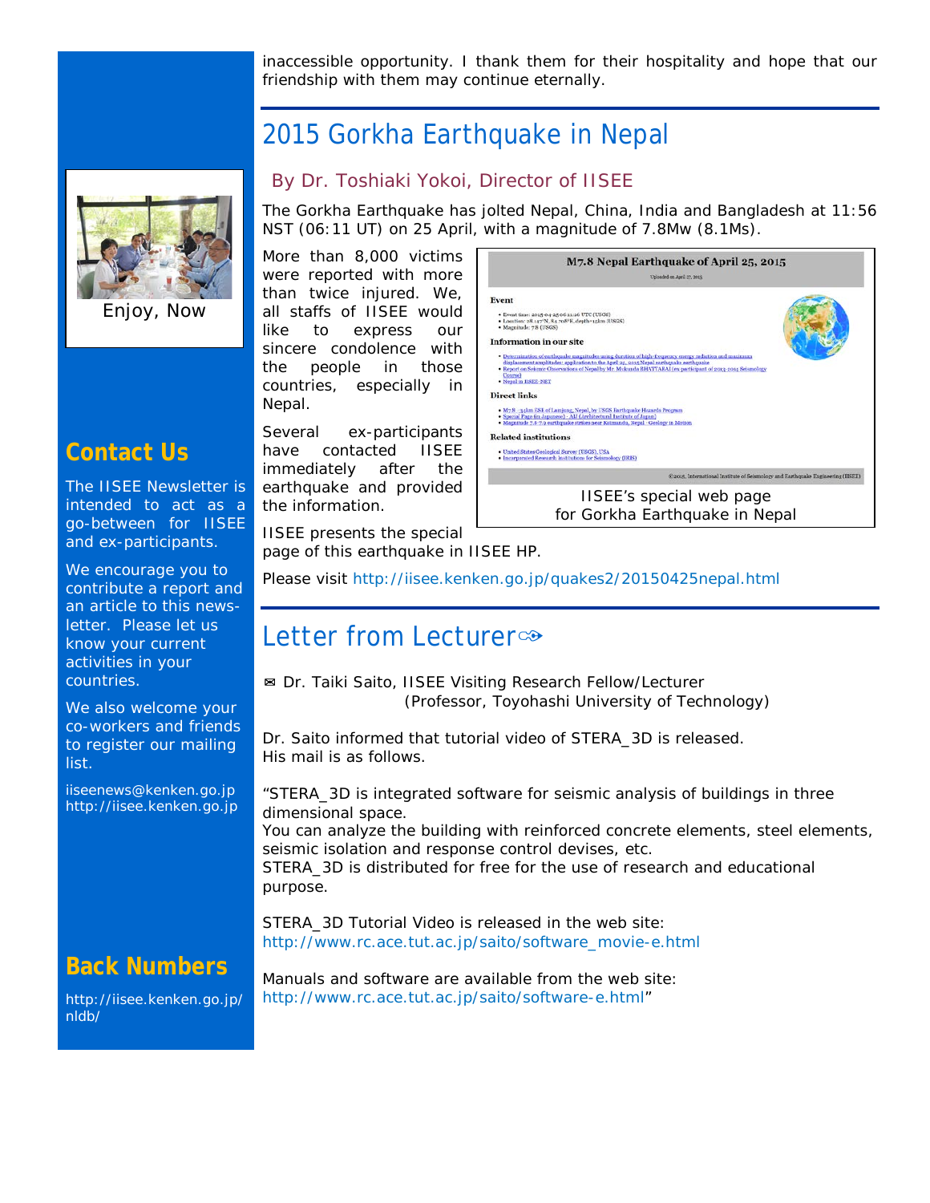inaccessible opportunity. I thank them for their hospitality and hope that our friendship with them may continue eternally.

Enjoy, Now

## 2015 Gorkha Earthquake in Nepal

By Dr. Toshiaki Yokoi, Director of IISEE

The Gorkha Earthquake has jolted Nepal, China, India and Bangladesh at 11:56 NST (06:11 UT) on 25 April, with a magnitude of 7.8Mw (8.1Ms).

More than 8,000 victims were reported with more than twice injured. We, all staffs of IISEE would like to express our sincere condolence with the people in those countries, especially in Nepal.

Several ex-participants have contacted IISEE immediately after the earthquake and provided the information.

IISEE presents the special page of this earthquake in IISEE HP.

IISEE's special web page for Gorkha Earthquake in Nepal

Please visit http://iisee.kenken.go.jp/quakes2/20150425nepal.html

## Letter from Lecturer

✉ Dr. Taiki Saito, IISEE Visiting Research Fellow/Lecturer (Professor, Toyohashi University of Technology)

Dr. Saito informed that tutorial video of STERA_3D is released.
His mail is as follows.

"STERA_3D is integrated software for seismic analysis of buildings in three dimensional space.
You can analyze the building with reinforced concrete elements, steel elements, seismic isolation and response control devises, etc.
STERA_3D is distributed for free for the use of research and educational purpose.

STERA_3D Tutorial Video is released in the web site:
http://www.rc.ace.tut.ac.jp/saito/software_movie-e.html

Manuals and software are available from the web site:
http://www.rc.ace.tut.ac.jp/saito/software-e.html"

## Contact Us

The IISEE Newsletter is intended to act as a go-between for IISEE and ex-participants.

We encourage you to contribute a report and an article to this news-letter. Please let us know your current activities in your countries.

We also welcome your co-workers and friends to register our mailing list.

iiseenews@kenken.go.jp
http://iisee.kenken.go.jp

## Back Numbers

http://iisee.kenken.go.jp/nldb/